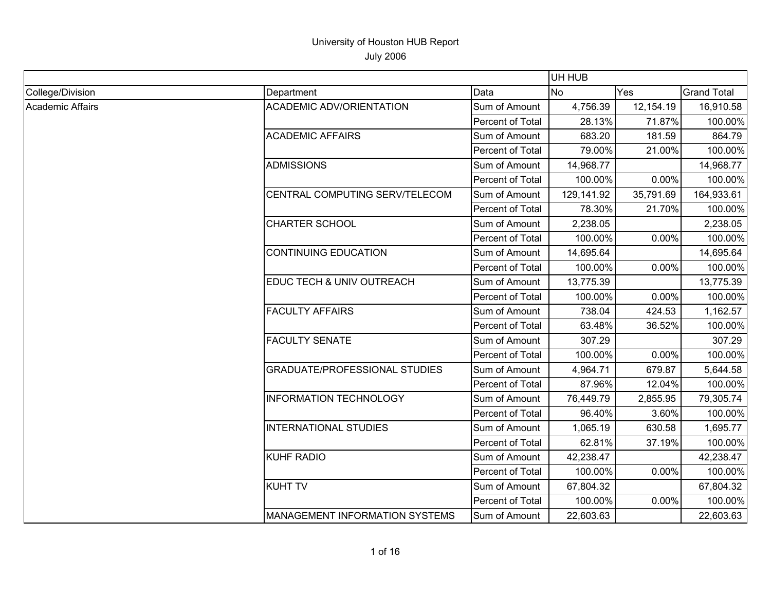# University of Houston HUB Report

July 2006

| | | | UH HUB | | |
|---|---|---|---|---|---|
| College/Division | Department | Data | No | Yes | Grand Total |
| Academic Affairs | ACADEMIC ADV/ORIENTATION | Sum of Amount | 4,756.39 | 12,154.19 | 16,910.58 |
| | | Percent of Total | 28.13% | 71.87% | 100.00% |
| | ACADEMIC AFFAIRS | Sum of Amount | 683.20 | 181.59 | 864.79 |
| | | Percent of Total | 79.00% | 21.00% | 100.00% |
| | ADMISSIONS | Sum of Amount | 14,968.77 | | 14,968.77 |
| | | Percent of Total | 100.00% | 0.00% | 100.00% |
| | CENTRAL COMPUTING SERV/TELECOM | Sum of Amount | 129,141.92 | 35,791.69 | 164,933.61 |
| | | Percent of Total | 78.30% | 21.70% | 100.00% |
| | CHARTER SCHOOL | Sum of Amount | 2,238.05 | | 2,238.05 |
| | | Percent of Total | 100.00% | 0.00% | 100.00% |
| | CONTINUING EDUCATION | Sum of Amount | 14,695.64 | | 14,695.64 |
| | | Percent of Total | 100.00% | 0.00% | 100.00% |
| | EDUC TECH & UNIV OUTREACH | Sum of Amount | 13,775.39 | | 13,775.39 |
| | | Percent of Total | 100.00% | 0.00% | 100.00% |
| | FACULTY AFFAIRS | Sum of Amount | 738.04 | 424.53 | 1,162.57 |
| | | Percent of Total | 63.48% | 36.52% | 100.00% |
| | FACULTY SENATE | Sum of Amount | 307.29 | | 307.29 |
| | | Percent of Total | 100.00% | 0.00% | 100.00% |
| | GRADUATE/PROFESSIONAL STUDIES | Sum of Amount | 4,964.71 | 679.87 | 5,644.58 |
| | | Percent of Total | 87.96% | 12.04% | 100.00% |
| | INFORMATION TECHNOLOGY | Sum of Amount | 76,449.79 | 2,855.95 | 79,305.74 |
| | | Percent of Total | 96.40% | 3.60% | 100.00% |
| | INTERNATIONAL STUDIES | Sum of Amount | 1,065.19 | 630.58 | 1,695.77 |
| | | Percent of Total | 62.81% | 37.19% | 100.00% |
| | KUHF RADIO | Sum of Amount | 42,238.47 | | 42,238.47 |
| | | Percent of Total | 100.00% | 0.00% | 100.00% |
| | KUHT TV | Sum of Amount | 67,804.32 | | 67,804.32 |
| | | Percent of Total | 100.00% | 0.00% | 100.00% |
| | MANAGEMENT INFORMATION SYSTEMS | Sum of Amount | 22,603.63 | | 22,603.63 |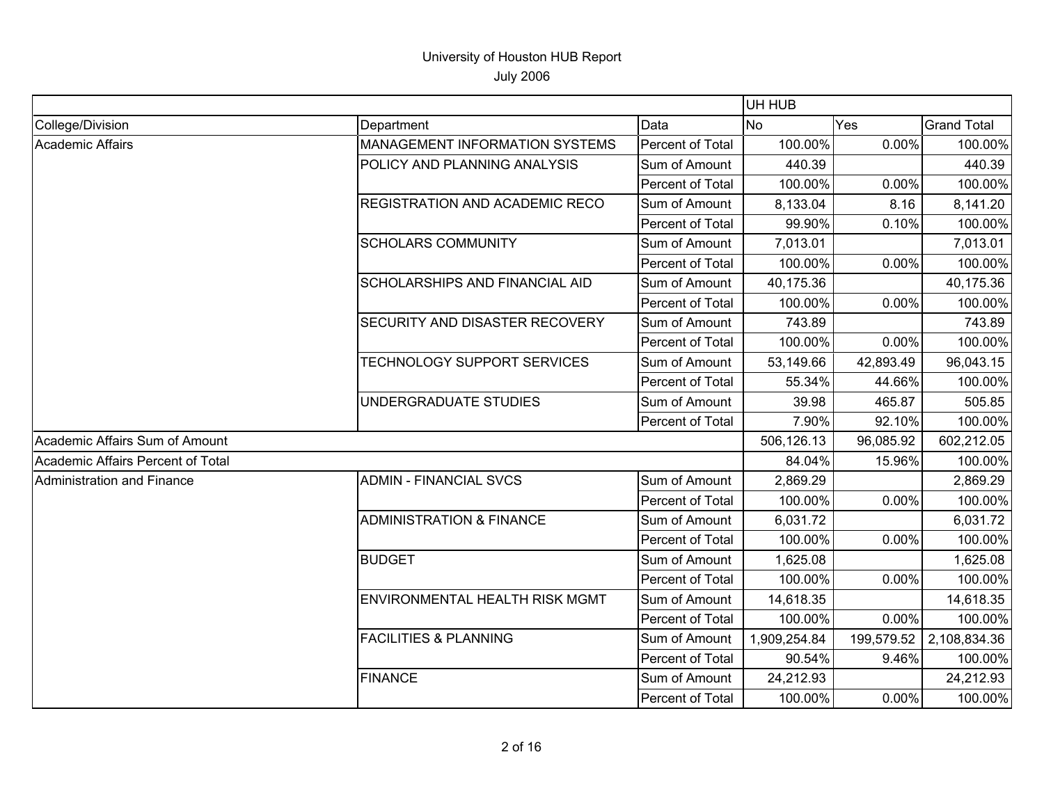University of Houston HUB Report

July 2006

| | | | UH HUB | | |
|---|---|---|---|---|---|
| College/Division | Department | Data | No | Yes | Grand Total |
| Academic Affairs | MANAGEMENT INFORMATION SYSTEMS | Percent of Total | 100.00% | 0.00% | 100.00% |
| | POLICY AND PLANNING ANALYSIS | Sum of Amount | 440.39 | | 440.39 |
| | | Percent of Total | 100.00% | 0.00% | 100.00% |
| | REGISTRATION AND ACADEMIC RECO | Sum of Amount | 8,133.04 | 8.16 | 8,141.20 |
| | | Percent of Total | 99.90% | 0.10% | 100.00% |
| | SCHOLARS COMMUNITY | Sum of Amount | 7,013.01 | | 7,013.01 |
| | | Percent of Total | 100.00% | 0.00% | 100.00% |
| | SCHOLARSHIPS AND FINANCIAL AID | Sum of Amount | 40,175.36 | | 40,175.36 |
| | | Percent of Total | 100.00% | 0.00% | 100.00% |
| | SECURITY AND DISASTER RECOVERY | Sum of Amount | 743.89 | | 743.89 |
| | | Percent of Total | 100.00% | 0.00% | 100.00% |
| | TECHNOLOGY SUPPORT SERVICES | Sum of Amount | 53,149.66 | 42,893.49 | 96,043.15 |
| | | Percent of Total | 55.34% | 44.66% | 100.00% |
| | UNDERGRADUATE STUDIES | Sum of Amount | 39.98 | 465.87 | 505.85 |
| | | Percent of Total | 7.90% | 92.10% | 100.00% |
| Academic Affairs Sum of Amount | | | 506,126.13 | 96,085.92 | 602,212.05 |
| Academic Affairs Percent of Total | | | 84.04% | 15.96% | 100.00% |
| Administration and Finance | ADMIN - FINANCIAL SVCS | Sum of Amount | 2,869.29 | | 2,869.29 |
| | | Percent of Total | 100.00% | 0.00% | 100.00% |
| | ADMINISTRATION & FINANCE | Sum of Amount | 6,031.72 | | 6,031.72 |
| | | Percent of Total | 100.00% | 0.00% | 100.00% |
| | BUDGET | Sum of Amount | 1,625.08 | | 1,625.08 |
| | | Percent of Total | 100.00% | 0.00% | 100.00% |
| | ENVIRONMENTAL HEALTH RISK MGMT | Sum of Amount | 14,618.35 | | 14,618.35 |
| | | Percent of Total | 100.00% | 0.00% | 100.00% |
| | FACILITIES & PLANNING | Sum of Amount | 1,909,254.84 | 199,579.52 | 2,108,834.36 |
| | | Percent of Total | 90.54% | 9.46% | 100.00% |
| | FINANCE | Sum of Amount | 24,212.93 | | 24,212.93 |
| | | Percent of Total | 100.00% | 0.00% | 100.00% |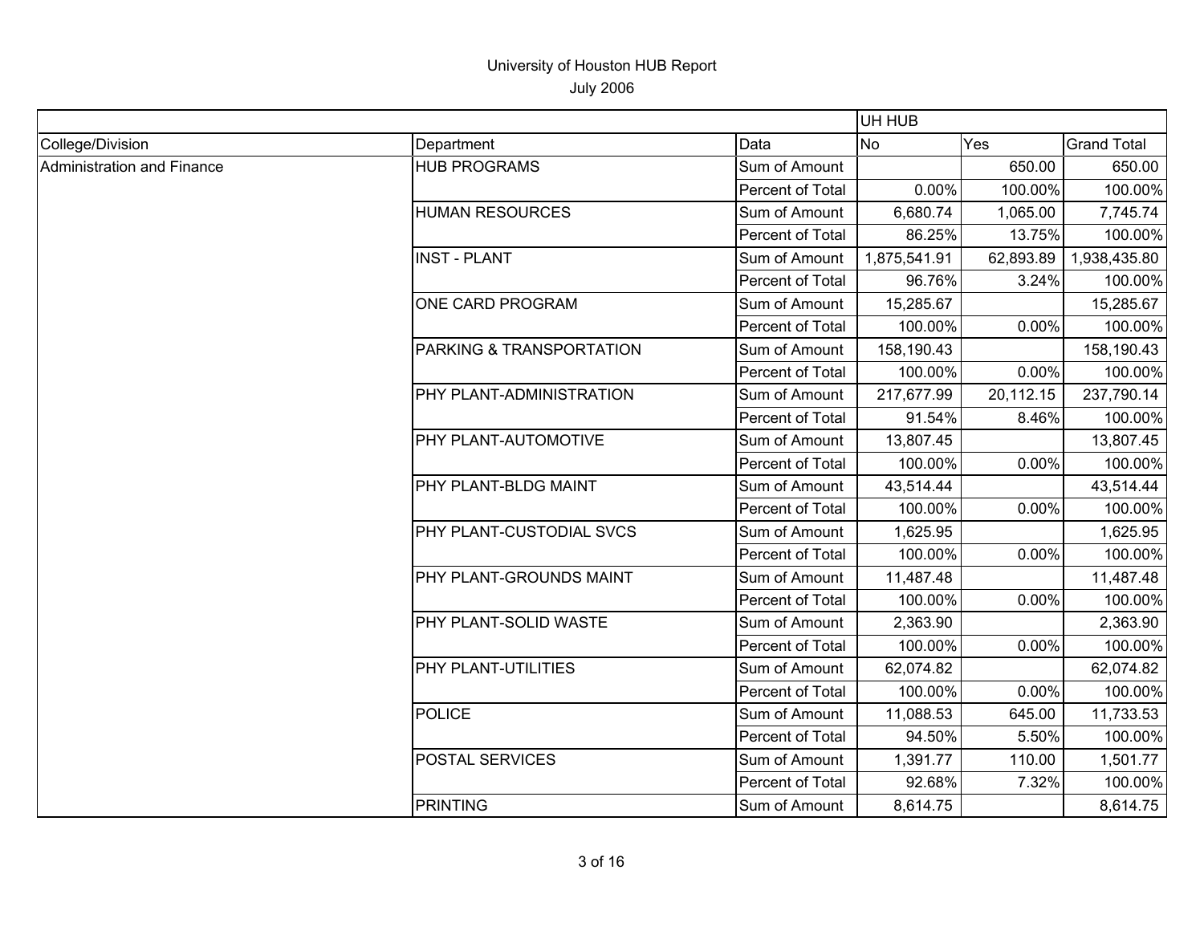University of Houston HUB Report

July 2006

| | | | UH HUB | | |
|---|---|---|---|---|---|
| College/Division | Department | Data | No | Yes | Grand Total |
| Administration and Finance | HUB PROGRAMS | Sum of Amount | | 650.00 | 650.00 |
| | | Percent of Total | 0.00% | 100.00% | 100.00% |
| | HUMAN RESOURCES | Sum of Amount | 6,680.74 | 1,065.00 | 7,745.74 |
| | | Percent of Total | 86.25% | 13.75% | 100.00% |
| | INST - PLANT | Sum of Amount | 1,875,541.91 | 62,893.89 | 1,938,435.80 |
| | | Percent of Total | 96.76% | 3.24% | 100.00% |
| | ONE CARD PROGRAM | Sum of Amount | 15,285.67 | | 15,285.67 |
| | | Percent of Total | 100.00% | 0.00% | 100.00% |
| | PARKING & TRANSPORTATION | Sum of Amount | 158,190.43 | | 158,190.43 |
| | | Percent of Total | 100.00% | 0.00% | 100.00% |
| | PHY PLANT-ADMINISTRATION | Sum of Amount | 217,677.99 | 20,112.15 | 237,790.14 |
| | | Percent of Total | 91.54% | 8.46% | 100.00% |
| | PHY PLANT-AUTOMOTIVE | Sum of Amount | 13,807.45 | | 13,807.45 |
| | | Percent of Total | 100.00% | 0.00% | 100.00% |
| | PHY PLANT-BLDG MAINT | Sum of Amount | 43,514.44 | | 43,514.44 |
| | | Percent of Total | 100.00% | 0.00% | 100.00% |
| | PHY PLANT-CUSTODIAL SVCS | Sum of Amount | 1,625.95 | | 1,625.95 |
| | | Percent of Total | 100.00% | 0.00% | 100.00% |
| | PHY PLANT-GROUNDS MAINT | Sum of Amount | 11,487.48 | | 11,487.48 |
| | | Percent of Total | 100.00% | 0.00% | 100.00% |
| | PHY PLANT-SOLID WASTE | Sum of Amount | 2,363.90 | | 2,363.90 |
| | | Percent of Total | 100.00% | 0.00% | 100.00% |
| | PHY PLANT-UTILITIES | Sum of Amount | 62,074.82 | | 62,074.82 |
| | | Percent of Total | 100.00% | 0.00% | 100.00% |
| | POLICE | Sum of Amount | 11,088.53 | 645.00 | 11,733.53 |
| | | Percent of Total | 94.50% | 5.50% | 100.00% |
| | POSTAL SERVICES | Sum of Amount | 1,391.77 | 110.00 | 1,501.77 |
| | | Percent of Total | 92.68% | 7.32% | 100.00% |
| | PRINTING | Sum of Amount | 8,614.75 | | 8,614.75 |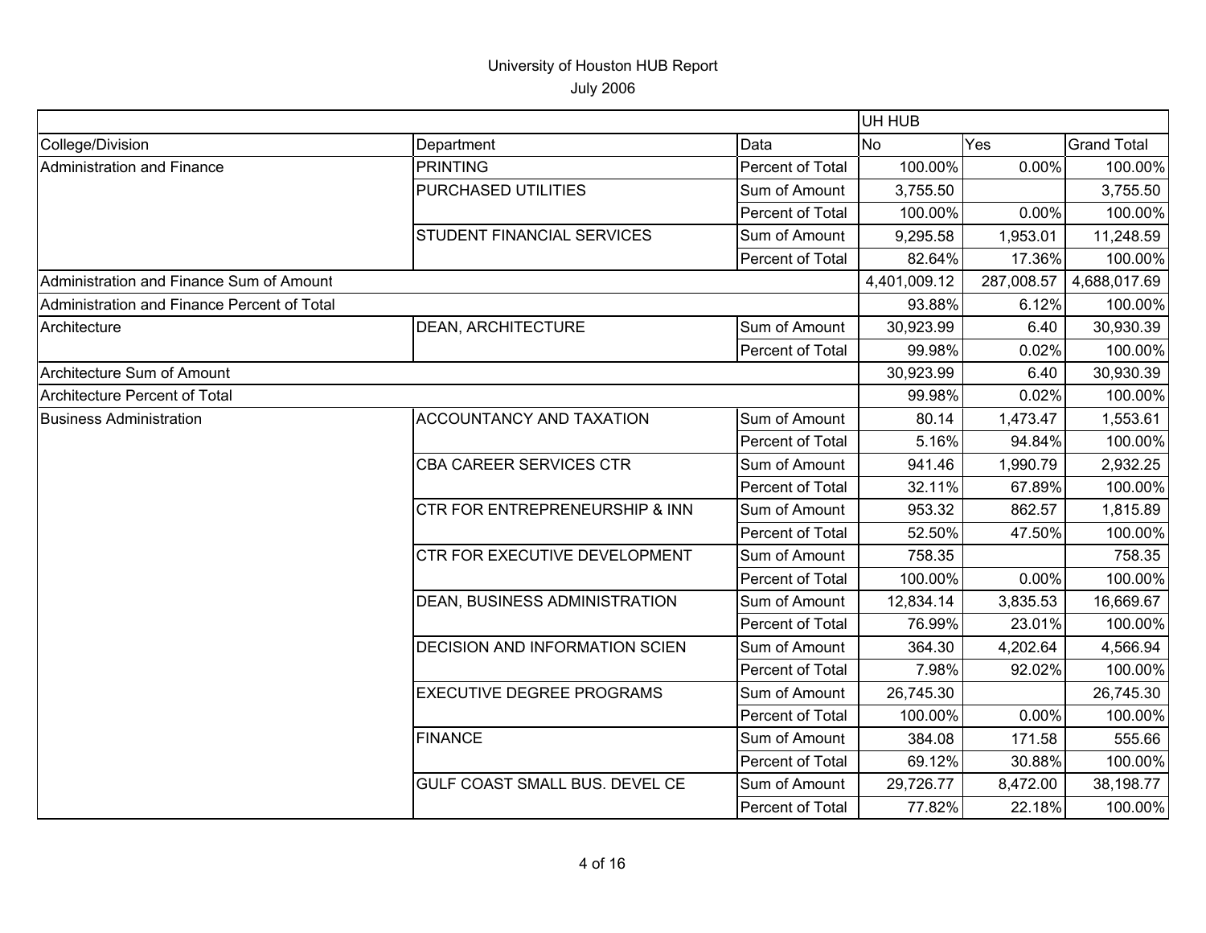University of Houston HUB Report

July 2006

| | | | UH HUB | | |
|---|---|---|---|---|---|
| College/Division | Department | Data | No | Yes | Grand Total |
| Administration and Finance | PRINTING | Percent of Total | 100.00% | 0.00% | 100.00% |
| | PURCHASED UTILITIES | Sum of Amount | 3,755.50 | | 3,755.50 |
| | | Percent of Total | 100.00% | 0.00% | 100.00% |
| | STUDENT FINANCIAL SERVICES | Sum of Amount | 9,295.58 | 1,953.01 | 11,248.59 |
| | | Percent of Total | 82.64% | 17.36% | 100.00% |
| Administration and Finance Sum of Amount | | | 4,401,009.12 | 287,008.57 | 4,688,017.69 |
| Administration and Finance Percent of Total | | | 93.88% | 6.12% | 100.00% |
| Architecture | DEAN, ARCHITECTURE | Sum of Amount | 30,923.99 | 6.40 | 30,930.39 |
| | | Percent of Total | 99.98% | 0.02% | 100.00% |
| Architecture Sum of Amount | | | 30,923.99 | 6.40 | 30,930.39 |
| Architecture Percent of Total | | | 99.98% | 0.02% | 100.00% |
| Business Administration | ACCOUNTANCY AND TAXATION | Sum of Amount | 80.14 | 1,473.47 | 1,553.61 |
| | | Percent of Total | 5.16% | 94.84% | 100.00% |
| | CBA CAREER SERVICES CTR | Sum of Amount | 941.46 | 1,990.79 | 2,932.25 |
| | | Percent of Total | 32.11% | 67.89% | 100.00% |
| | CTR FOR ENTREPRENEURSHIP & INN | Sum of Amount | 953.32 | 862.57 | 1,815.89 |
| | | Percent of Total | 52.50% | 47.50% | 100.00% |
| | CTR FOR EXECUTIVE DEVELOPMENT | Sum of Amount | 758.35 | | 758.35 |
| | | Percent of Total | 100.00% | 0.00% | 100.00% |
| | DEAN, BUSINESS ADMINISTRATION | Sum of Amount | 12,834.14 | 3,835.53 | 16,669.67 |
| | | Percent of Total | 76.99% | 23.01% | 100.00% |
| | DECISION AND INFORMATION SCIEN | Sum of Amount | 364.30 | 4,202.64 | 4,566.94 |
| | | Percent of Total | 7.98% | 92.02% | 100.00% |
| | EXECUTIVE DEGREE PROGRAMS | Sum of Amount | 26,745.30 | | 26,745.30 |
| | | Percent of Total | 100.00% | 0.00% | 100.00% |
| | FINANCE | Sum of Amount | 384.08 | 171.58 | 555.66 |
| | | Percent of Total | 69.12% | 30.88% | 100.00% |
| | GULF COAST SMALL BUS. DEVEL CE | Sum of Amount | 29,726.77 | 8,472.00 | 38,198.77 |
| | | Percent of Total | 77.82% | 22.18% | 100.00% |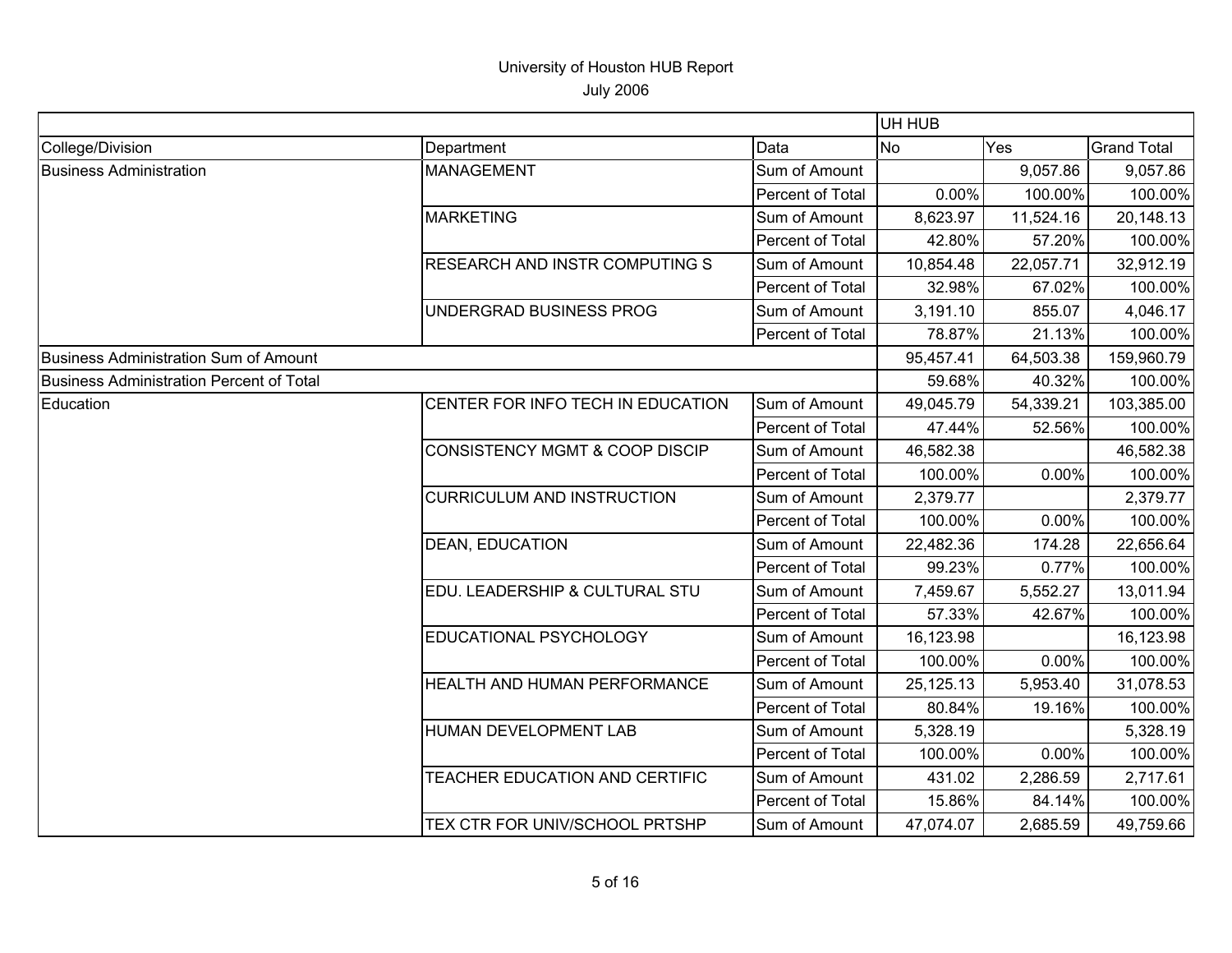# University of Houston HUB Report

July 2006

| | | | UH HUB | | |
|---|---|---|---|---|---|
| College/Division | Department | Data | No | Yes | Grand Total |
| Business Administration | MANAGEMENT | Sum of Amount | | 9,057.86 | 9,057.86 |
| | | Percent of Total | 0.00% | 100.00% | 100.00% |
| | MARKETING | Sum of Amount | 8,623.97 | 11,524.16 | 20,148.13 |
| | | Percent of Total | 42.80% | 57.20% | 100.00% |
| | RESEARCH AND INSTR COMPUTING S | Sum of Amount | 10,854.48 | 22,057.71 | 32,912.19 |
| | | Percent of Total | 32.98% | 67.02% | 100.00% |
| | UNDERGRAD BUSINESS PROG | Sum of Amount | 3,191.10 | 855.07 | 4,046.17 |
| | | Percent of Total | 78.87% | 21.13% | 100.00% |
| Business Administration Sum of Amount | | | 95,457.41 | 64,503.38 | 159,960.79 |
| Business Administration Percent of Total | | | 59.68% | 40.32% | 100.00% |
| Education | CENTER FOR INFO TECH IN EDUCATION | Sum of Amount | 49,045.79 | 54,339.21 | 103,385.00 |
| | | Percent of Total | 47.44% | 52.56% | 100.00% |
| | CONSISTENCY MGMT & COOP DISCIP | Sum of Amount | 46,582.38 | | 46,582.38 |
| | | Percent of Total | 100.00% | 0.00% | 100.00% |
| | CURRICULUM AND INSTRUCTION | Sum of Amount | 2,379.77 | | 2,379.77 |
| | | Percent of Total | 100.00% | 0.00% | 100.00% |
| | DEAN, EDUCATION | Sum of Amount | 22,482.36 | 174.28 | 22,656.64 |
| | | Percent of Total | 99.23% | 0.77% | 100.00% |
| | EDU. LEADERSHIP & CULTURAL STU | Sum of Amount | 7,459.67 | 5,552.27 | 13,011.94 |
| | | Percent of Total | 57.33% | 42.67% | 100.00% |
| | EDUCATIONAL PSYCHOLOGY | Sum of Amount | 16,123.98 | | 16,123.98 |
| | | Percent of Total | 100.00% | 0.00% | 100.00% |
| | HEALTH AND HUMAN PERFORMANCE | Sum of Amount | 25,125.13 | 5,953.40 | 31,078.53 |
| | | Percent of Total | 80.84% | 19.16% | 100.00% |
| | HUMAN DEVELOPMENT LAB | Sum of Amount | 5,328.19 | | 5,328.19 |
| | | Percent of Total | 100.00% | 0.00% | 100.00% |
| | TEACHER EDUCATION AND CERTIFIC | Sum of Amount | 431.02 | 2,286.59 | 2,717.61 |
| | | Percent of Total | 15.86% | 84.14% | 100.00% |
| | TEX CTR FOR UNIV/SCHOOL PRTSHP | Sum of Amount | 47,074.07 | 2,685.59 | 49,759.66 |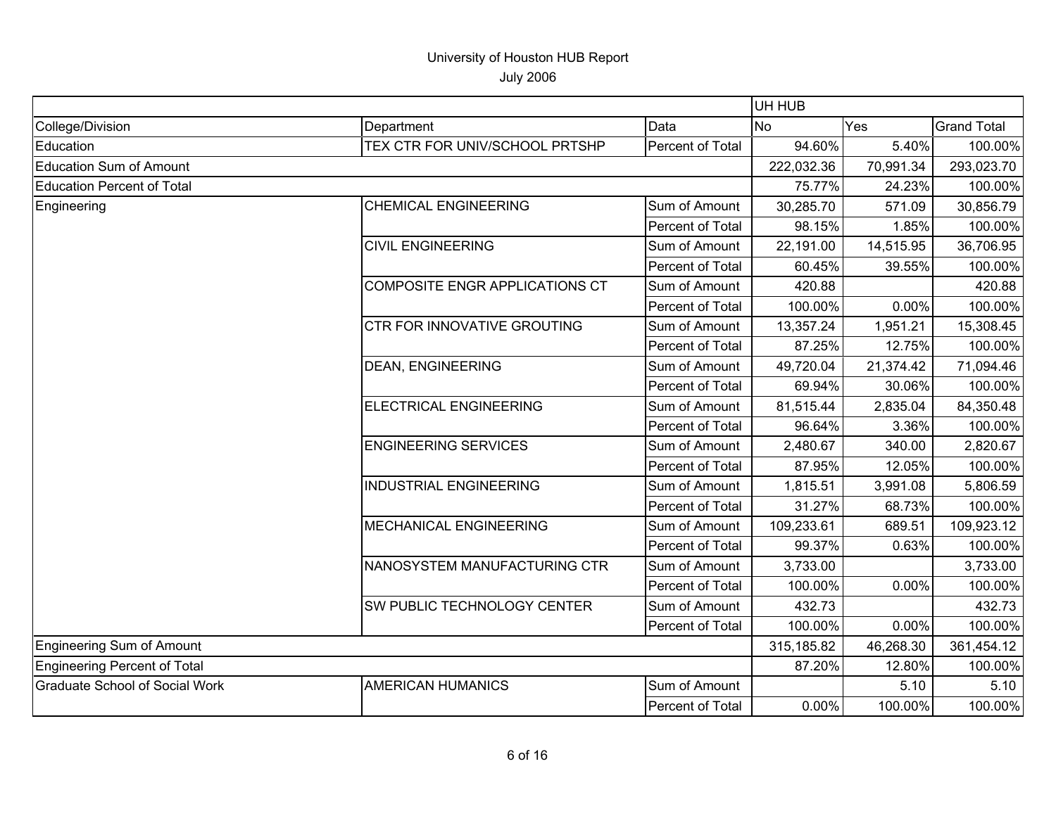# University of Houston HUB Report

July 2006

| | | | UH HUB | | |
|---|---|---|---|---|---|
| College/Division | Department | Data | No | Yes | Grand Total |
| Education | TEX CTR FOR UNIV/SCHOOL PRTSHP | Percent of Total | 94.60% | 5.40% | 100.00% |
| Education Sum of Amount | | | 222,032.36 | 70,991.34 | 293,023.70 |
| Education Percent of Total | | | 75.77% | 24.23% | 100.00% |
| Engineering | CHEMICAL ENGINEERING | Sum of Amount | 30,285.70 | 571.09 | 30,856.79 |
| | | Percent of Total | 98.15% | 1.85% | 100.00% |
| | CIVIL ENGINEERING | Sum of Amount | 22,191.00 | 14,515.95 | 36,706.95 |
| | | Percent of Total | 60.45% | 39.55% | 100.00% |
| | COMPOSITE ENGR APPLICATIONS CT | Sum of Amount | 420.88 | | 420.88 |
| | | Percent of Total | 100.00% | 0.00% | 100.00% |
| | CTR FOR INNOVATIVE GROUTING | Sum of Amount | 13,357.24 | 1,951.21 | 15,308.45 |
| | | Percent of Total | 87.25% | 12.75% | 100.00% |
| | DEAN, ENGINEERING | Sum of Amount | 49,720.04 | 21,374.42 | 71,094.46 |
| | | Percent of Total | 69.94% | 30.06% | 100.00% |
| | ELECTRICAL ENGINEERING | Sum of Amount | 81,515.44 | 2,835.04 | 84,350.48 |
| | | Percent of Total | 96.64% | 3.36% | 100.00% |
| | ENGINEERING SERVICES | Sum of Amount | 2,480.67 | 340.00 | 2,820.67 |
| | | Percent of Total | 87.95% | 12.05% | 100.00% |
| | INDUSTRIAL ENGINEERING | Sum of Amount | 1,815.51 | 3,991.08 | 5,806.59 |
| | | Percent of Total | 31.27% | 68.73% | 100.00% |
| | MECHANICAL ENGINEERING | Sum of Amount | 109,233.61 | 689.51 | 109,923.12 |
| | | Percent of Total | 99.37% | 0.63% | 100.00% |
| | NANOSYSTEM MANUFACTURING CTR | Sum of Amount | 3,733.00 | | 3,733.00 |
| | | Percent of Total | 100.00% | 0.00% | 100.00% |
| | SW PUBLIC TECHNOLOGY CENTER | Sum of Amount | 432.73 | | 432.73 |
| | | Percent of Total | 100.00% | 0.00% | 100.00% |
| Engineering Sum of Amount | | | 315,185.82 | 46,268.30 | 361,454.12 |
| Engineering Percent of Total | | | 87.20% | 12.80% | 100.00% |
| Graduate School of Social Work | AMERICAN HUMANICS | Sum of Amount | | 5.10 | 5.10 |
| | | Percent of Total | 0.00% | 100.00% | 100.00% |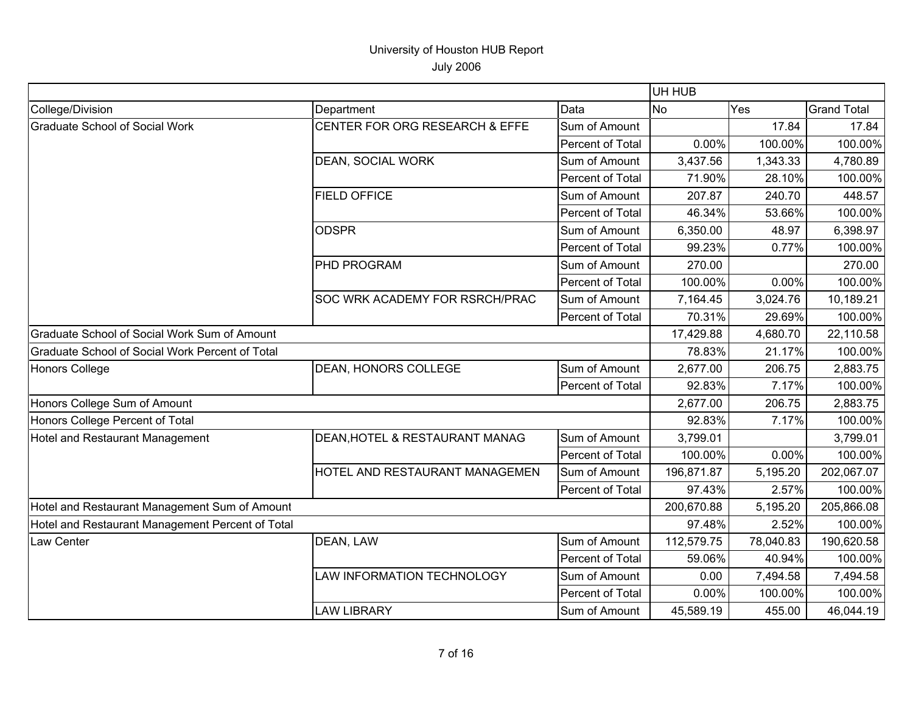# University of Houston HUB Report

July 2006

| | | | UH HUB | | |
|---|---|---|---|---|---|
| College/Division | Department | Data | No | Yes | Grand Total |
| Graduate School of Social Work | CENTER FOR ORG RESEARCH & EFFE | Sum of Amount | | 17.84 | 17.84 |
| | | Percent of Total | 0.00% | 100.00% | 100.00% |
| | DEAN, SOCIAL WORK | Sum of Amount | 3,437.56 | 1,343.33 | 4,780.89 |
| | | Percent of Total | 71.90% | 28.10% | 100.00% |
| | FIELD OFFICE | Sum of Amount | 207.87 | 240.70 | 448.57 |
| | | Percent of Total | 46.34% | 53.66% | 100.00% |
| | ODSPR | Sum of Amount | 6,350.00 | 48.97 | 6,398.97 |
| | | Percent of Total | 99.23% | 0.77% | 100.00% |
| | PHD PROGRAM | Sum of Amount | 270.00 | | 270.00 |
| | | Percent of Total | 100.00% | 0.00% | 100.00% |
| | SOC WRK ACADEMY FOR RSRCH/PRAC | Sum of Amount | 7,164.45 | 3,024.76 | 10,189.21 |
| | | Percent of Total | 70.31% | 29.69% | 100.00% |
| Graduate School of Social Work Sum of Amount | | | 17,429.88 | 4,680.70 | 22,110.58 |
| Graduate School of Social Work Percent of Total | | | 78.83% | 21.17% | 100.00% |
| Honors College | DEAN, HONORS COLLEGE | Sum of Amount | 2,677.00 | 206.75 | 2,883.75 |
| | | Percent of Total | 92.83% | 7.17% | 100.00% |
| Honors College Sum of Amount | | | 2,677.00 | 206.75 | 2,883.75 |
| Honors College Percent of Total | | | 92.83% | 7.17% | 100.00% |
| Hotel and Restaurant Management | DEAN,HOTEL & RESTAURANT MANAG | Sum of Amount | 3,799.01 | | 3,799.01 |
| | | Percent of Total | 100.00% | 0.00% | 100.00% |
| | HOTEL AND RESTAURANT MANAGEMEN | Sum of Amount | 196,871.87 | 5,195.20 | 202,067.07 |
| | | Percent of Total | 97.43% | 2.57% | 100.00% |
| Hotel and Restaurant Management Sum of Amount | | | 200,670.88 | 5,195.20 | 205,866.08 |
| Hotel and Restaurant Management Percent of Total | | | 97.48% | 2.52% | 100.00% |
| Law Center | DEAN, LAW | Sum of Amount | 112,579.75 | 78,040.83 | 190,620.58 |
| | | Percent of Total | 59.06% | 40.94% | 100.00% |
| | LAW INFORMATION TECHNOLOGY | Sum of Amount | 0.00 | 7,494.58 | 7,494.58 |
| | | Percent of Total | 0.00% | 100.00% | 100.00% |
| | LAW LIBRARY | Sum of Amount | 45,589.19 | 455.00 | 46,044.19 |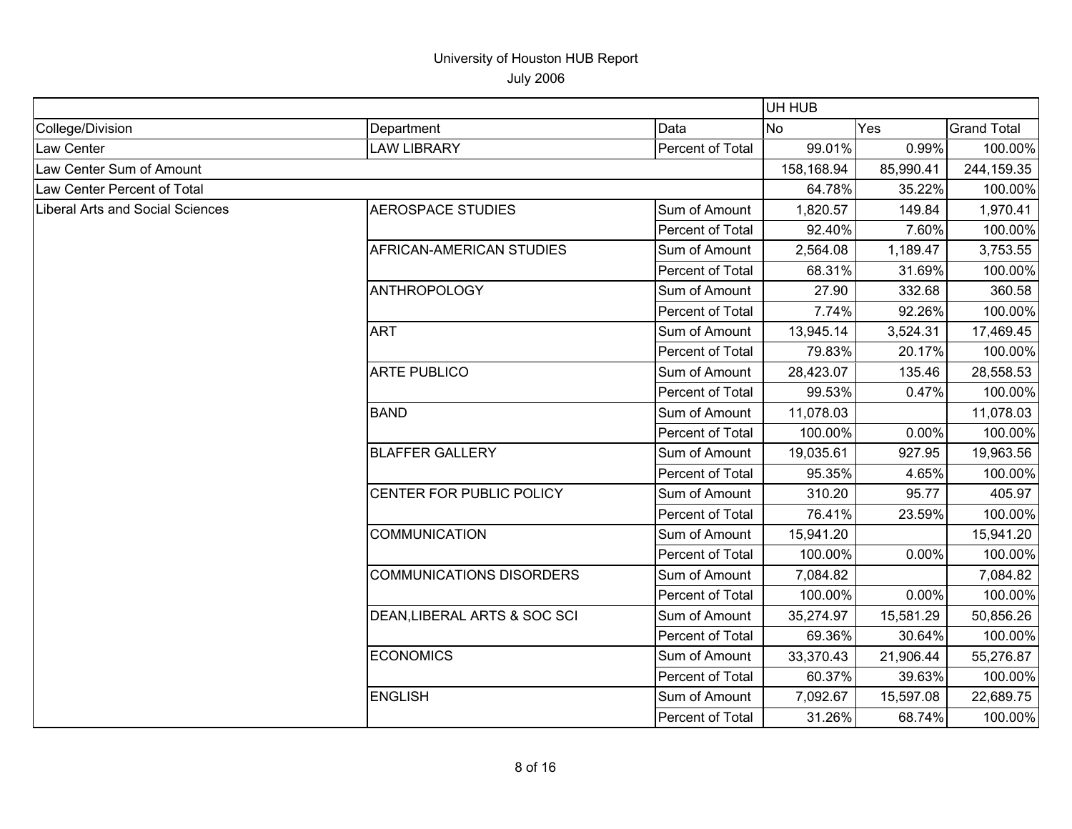# University of Houston HUB Report

July 2006

| | | | UH HUB | | |
|---|---|---|---|---|---|
| College/Division | Department | Data | No | Yes | Grand Total |
| Law Center | LAW LIBRARY | Percent of Total | 99.01% | 0.99% | 100.00% |
| Law Center Sum of Amount | | | 158,168.94 | 85,990.41 | 244,159.35 |
| Law Center Percent of Total | | | 64.78% | 35.22% | 100.00% |
| Liberal Arts and Social Sciences | AEROSPACE STUDIES | Sum of Amount | 1,820.57 | 149.84 | 1,970.41 |
| | | Percent of Total | 92.40% | 7.60% | 100.00% |
| | AFRICAN-AMERICAN STUDIES | Sum of Amount | 2,564.08 | 1,189.47 | 3,753.55 |
| | | Percent of Total | 68.31% | 31.69% | 100.00% |
| | ANTHROPOLOGY | Sum of Amount | 27.90 | 332.68 | 360.58 |
| | | Percent of Total | 7.74% | 92.26% | 100.00% |
| | ART | Sum of Amount | 13,945.14 | 3,524.31 | 17,469.45 |
| | | Percent of Total | 79.83% | 20.17% | 100.00% |
| | ARTE PUBLICO | Sum of Amount | 28,423.07 | 135.46 | 28,558.53 |
| | | Percent of Total | 99.53% | 0.47% | 100.00% |
| | BAND | Sum of Amount | 11,078.03 | | 11,078.03 |
| | | Percent of Total | 100.00% | 0.00% | 100.00% |
| | BLAFFER GALLERY | Sum of Amount | 19,035.61 | 927.95 | 19,963.56 |
| | | Percent of Total | 95.35% | 4.65% | 100.00% |
| | CENTER FOR PUBLIC POLICY | Sum of Amount | 310.20 | 95.77 | 405.97 |
| | | Percent of Total | 76.41% | 23.59% | 100.00% |
| | COMMUNICATION | Sum of Amount | 15,941.20 | | 15,941.20 |
| | | Percent of Total | 100.00% | 0.00% | 100.00% |
| | COMMUNICATIONS DISORDERS | Sum of Amount | 7,084.82 | | 7,084.82 |
| | | Percent of Total | 100.00% | 0.00% | 100.00% |
| | DEAN,LIBERAL ARTS & SOC SCI | Sum of Amount | 35,274.97 | 15,581.29 | 50,856.26 |
| | | Percent of Total | 69.36% | 30.64% | 100.00% |
| | ECONOMICS | Sum of Amount | 33,370.43 | 21,906.44 | 55,276.87 |
| | | Percent of Total | 60.37% | 39.63% | 100.00% |
| | ENGLISH | Sum of Amount | 7,092.67 | 15,597.08 | 22,689.75 |
| | | Percent of Total | 31.26% | 68.74% | 100.00% |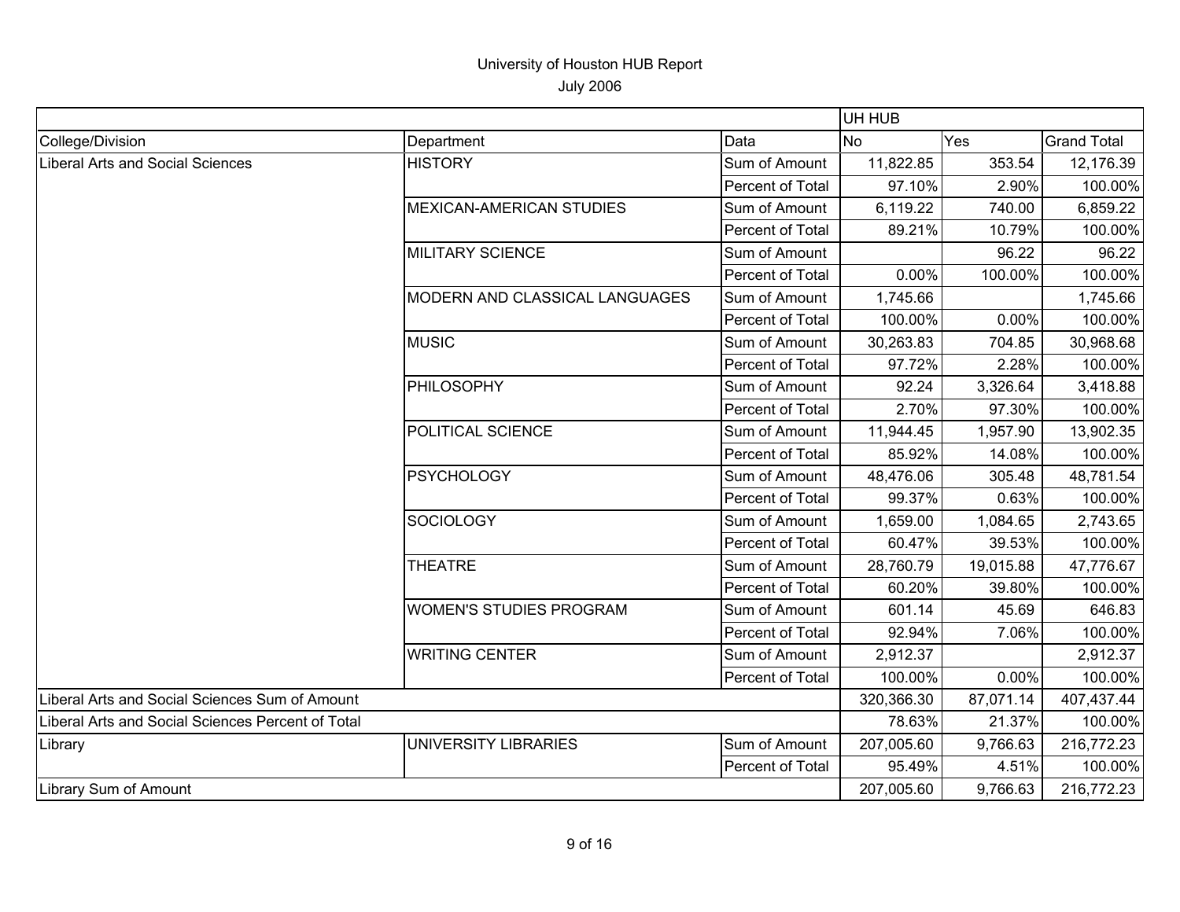University of Houston HUB Report

July 2006

| | | | UH HUB | | |
|---|---|---|---|---|---|
| College/Division | Department | Data | No | Yes | Grand Total |
| Liberal Arts and Social Sciences | HISTORY | Sum of Amount | 11,822.85 | 353.54 | 12,176.39 |
| | | Percent of Total | 97.10% | 2.90% | 100.00% |
| | MEXICAN-AMERICAN STUDIES | Sum of Amount | 6,119.22 | 740.00 | 6,859.22 |
| | | Percent of Total | 89.21% | 10.79% | 100.00% |
| | MILITARY SCIENCE | Sum of Amount | | 96.22 | 96.22 |
| | | Percent of Total | 0.00% | 100.00% | 100.00% |
| | MODERN AND CLASSICAL LANGUAGES | Sum of Amount | 1,745.66 | | 1,745.66 |
| | | Percent of Total | 100.00% | 0.00% | 100.00% |
| | MUSIC | Sum of Amount | 30,263.83 | 704.85 | 30,968.68 |
| | | Percent of Total | 97.72% | 2.28% | 100.00% |
| | PHILOSOPHY | Sum of Amount | 92.24 | 3,326.64 | 3,418.88 |
| | | Percent of Total | 2.70% | 97.30% | 100.00% |
| | POLITICAL SCIENCE | Sum of Amount | 11,944.45 | 1,957.90 | 13,902.35 |
| | | Percent of Total | 85.92% | 14.08% | 100.00% |
| | PSYCHOLOGY | Sum of Amount | 48,476.06 | 305.48 | 48,781.54 |
| | | Percent of Total | 99.37% | 0.63% | 100.00% |
| | SOCIOLOGY | Sum of Amount | 1,659.00 | 1,084.65 | 2,743.65 |
| | | Percent of Total | 60.47% | 39.53% | 100.00% |
| | THEATRE | Sum of Amount | 28,760.79 | 19,015.88 | 47,776.67 |
| | | Percent of Total | 60.20% | 39.80% | 100.00% |
| | WOMEN'S STUDIES PROGRAM | Sum of Amount | 601.14 | 45.69 | 646.83 |
| | | Percent of Total | 92.94% | 7.06% | 100.00% |
| | WRITING CENTER | Sum of Amount | 2,912.37 | | 2,912.37 |
| | | Percent of Total | 100.00% | 0.00% | 100.00% |
| Liberal Arts and Social Sciences Sum of Amount | | | 320,366.30 | 87,071.14 | 407,437.44 |
| Liberal Arts and Social Sciences Percent of Total | | | 78.63% | 21.37% | 100.00% |
| Library | UNIVERSITY LIBRARIES | Sum of Amount | 207,005.60 | 9,766.63 | 216,772.23 |
| | | Percent of Total | 95.49% | 4.51% | 100.00% |
| Library Sum of Amount | | | 207,005.60 | 9,766.63 | 216,772.23 |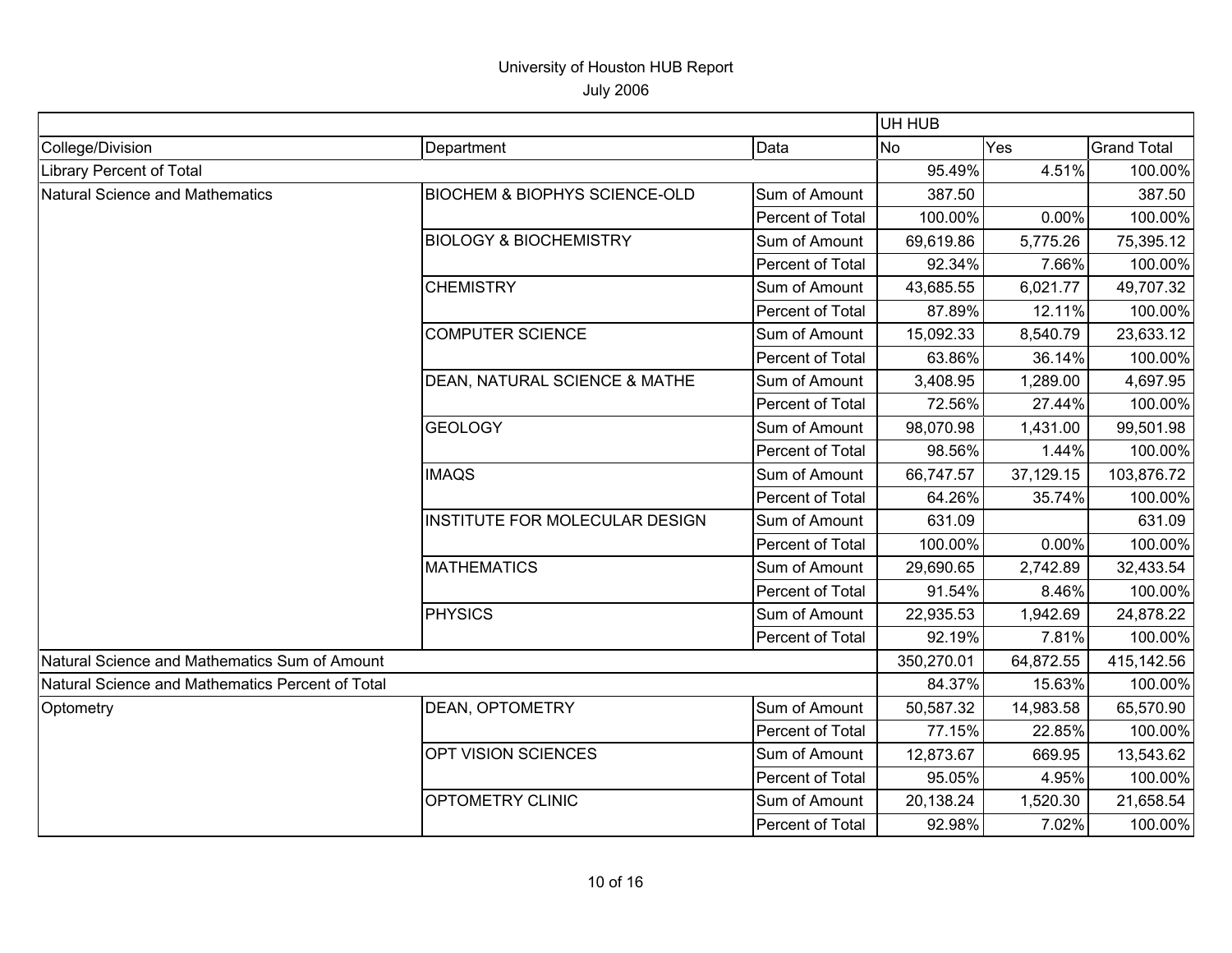# University of Houston HUB Report

July 2006

| | | | UH HUB | | |
|---|---|---|---|---|---|
| College/Division | Department | Data | No | Yes | Grand Total |
| Library Percent of Total | | | 95.49% | 4.51% | 100.00% |
| Natural Science and Mathematics | BIOCHEM & BIOPHYS SCIENCE-OLD | Sum of Amount | 387.50 | | 387.50 |
| | | Percent of Total | 100.00% | 0.00% | 100.00% |
| | BIOLOGY & BIOCHEMISTRY | Sum of Amount | 69,619.86 | 5,775.26 | 75,395.12 |
| | | Percent of Total | 92.34% | 7.66% | 100.00% |
| | CHEMISTRY | Sum of Amount | 43,685.55 | 6,021.77 | 49,707.32 |
| | | Percent of Total | 87.89% | 12.11% | 100.00% |
| | COMPUTER SCIENCE | Sum of Amount | 15,092.33 | 8,540.79 | 23,633.12 |
| | | Percent of Total | 63.86% | 36.14% | 100.00% |
| | DEAN, NATURAL SCIENCE & MATHE | Sum of Amount | 3,408.95 | 1,289.00 | 4,697.95 |
| | | Percent of Total | 72.56% | 27.44% | 100.00% |
| | GEOLOGY | Sum of Amount | 98,070.98 | 1,431.00 | 99,501.98 |
| | | Percent of Total | 98.56% | 1.44% | 100.00% |
| | IMAQS | Sum of Amount | 66,747.57 | 37,129.15 | 103,876.72 |
| | | Percent of Total | 64.26% | 35.74% | 100.00% |
| | INSTITUTE FOR MOLECULAR DESIGN | Sum of Amount | 631.09 | | 631.09 |
| | | Percent of Total | 100.00% | 0.00% | 100.00% |
| | MATHEMATICS | Sum of Amount | 29,690.65 | 2,742.89 | 32,433.54 |
| | | Percent of Total | 91.54% | 8.46% | 100.00% |
| | PHYSICS | Sum of Amount | 22,935.53 | 1,942.69 | 24,878.22 |
| | | Percent of Total | 92.19% | 7.81% | 100.00% |
| Natural Science and Mathematics Sum of Amount | | | 350,270.01 | 64,872.55 | 415,142.56 |
| Natural Science and Mathematics Percent of Total | | | 84.37% | 15.63% | 100.00% |
| Optometry | DEAN, OPTOMETRY | Sum of Amount | 50,587.32 | 14,983.58 | 65,570.90 |
| | | Percent of Total | 77.15% | 22.85% | 100.00% |
| | OPT VISION SCIENCES | Sum of Amount | 12,873.67 | 669.95 | 13,543.62 |
| | | Percent of Total | 95.05% | 4.95% | 100.00% |
| | OPTOMETRY CLINIC | Sum of Amount | 20,138.24 | 1,520.30 | 21,658.54 |
| | | Percent of Total | 92.98% | 7.02% | 100.00% |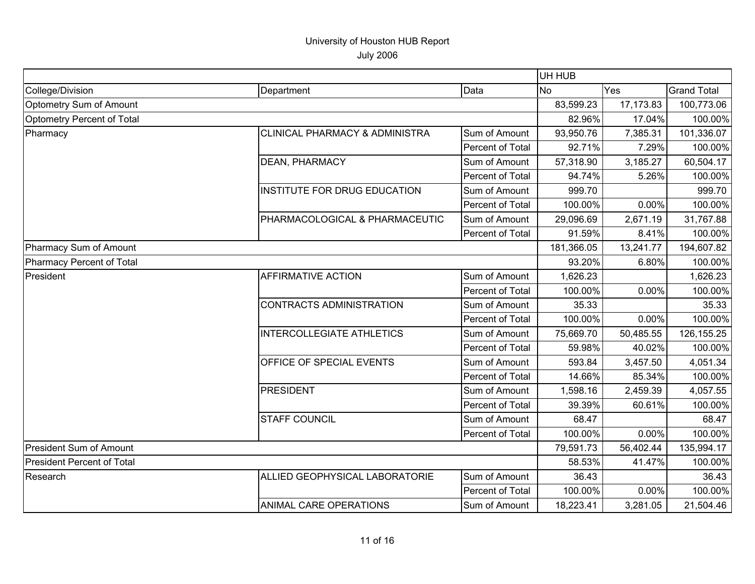# University of Houston HUB Report

July 2006

| | | | UH HUB | | |
|---|---|---|---|---|---|
| College/Division | Department | Data | No | Yes | Grand Total |
| Optometry Sum of Amount | | | 83,599.23 | 17,173.83 | 100,773.06 |
| Optometry Percent of Total | | | 82.96% | 17.04% | 100.00% |
| Pharmacy | CLINICAL PHARMACY & ADMINISTRA | Sum of Amount | 93,950.76 | 7,385.31 | 101,336.07 |
| | | Percent of Total | 92.71% | 7.29% | 100.00% |
| | DEAN, PHARMACY | Sum of Amount | 57,318.90 | 3,185.27 | 60,504.17 |
| | | Percent of Total | 94.74% | 5.26% | 100.00% |
| | INSTITUTE FOR DRUG EDUCATION | Sum of Amount | 999.70 | | 999.70 |
| | | Percent of Total | 100.00% | 0.00% | 100.00% |
| | PHARMACOLOGICAL & PHARMACEUTIC | Sum of Amount | 29,096.69 | 2,671.19 | 31,767.88 |
| | | Percent of Total | 91.59% | 8.41% | 100.00% |
| Pharmacy Sum of Amount | | | 181,366.05 | 13,241.77 | 194,607.82 |
| Pharmacy Percent of Total | | | 93.20% | 6.80% | 100.00% |
| President | AFFIRMATIVE ACTION | Sum of Amount | 1,626.23 | | 1,626.23 |
| | | Percent of Total | 100.00% | 0.00% | 100.00% |
| | CONTRACTS ADMINISTRATION | Sum of Amount | 35.33 | | 35.33 |
| | | Percent of Total | 100.00% | 0.00% | 100.00% |
| | INTERCOLLEGIATE ATHLETICS | Sum of Amount | 75,669.70 | 50,485.55 | 126,155.25 |
| | | Percent of Total | 59.98% | 40.02% | 100.00% |
| | OFFICE OF SPECIAL EVENTS | Sum of Amount | 593.84 | 3,457.50 | 4,051.34 |
| | | Percent of Total | 14.66% | 85.34% | 100.00% |
| | PRESIDENT | Sum of Amount | 1,598.16 | 2,459.39 | 4,057.55 |
| | | Percent of Total | 39.39% | 60.61% | 100.00% |
| | STAFF COUNCIL | Sum of Amount | 68.47 | | 68.47 |
| | | Percent of Total | 100.00% | 0.00% | 100.00% |
| President Sum of Amount | | | 79,591.73 | 56,402.44 | 135,994.17 |
| President Percent of Total | | | 58.53% | 41.47% | 100.00% |
| Research | ALLIED GEOPHYSICAL LABORATORIE | Sum of Amount | 36.43 | | 36.43 |
| | | Percent of Total | 100.00% | 0.00% | 100.00% |
| | ANIMAL CARE OPERATIONS | Sum of Amount | 18,223.41 | 3,281.05 | 21,504.46 |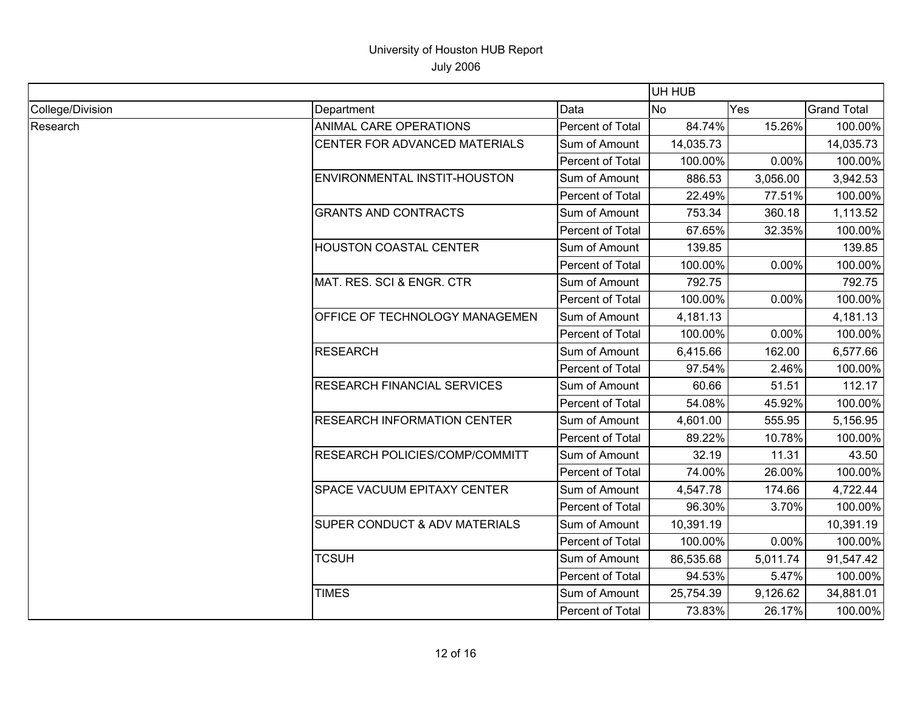University of Houston HUB Report

July 2006

| | | | UH HUB | | |
|---|---|---|---|---|---|
| College/Division | Department | Data | No | Yes | Grand Total |
| Research | ANIMAL CARE OPERATIONS | Percent of Total | 84.74% | 15.26% | 100.00% |
| | CENTER FOR ADVANCED MATERIALS | Sum of Amount | 14,035.73 | | 14,035.73 |
| | | Percent of Total | 100.00% | 0.00% | 100.00% |
| | ENVIRONMENTAL INSTIT-HOUSTON | Sum of Amount | 886.53 | 3,056.00 | 3,942.53 |
| | | Percent of Total | 22.49% | 77.51% | 100.00% |
| | GRANTS AND CONTRACTS | Sum of Amount | 753.34 | 360.18 | 1,113.52 |
| | | Percent of Total | 67.65% | 32.35% | 100.00% |
| | HOUSTON COASTAL CENTER | Sum of Amount | 139.85 | | 139.85 |
| | | Percent of Total | 100.00% | 0.00% | 100.00% |
| | MAT. RES. SCI & ENGR. CTR | Sum of Amount | 792.75 | | 792.75 |
| | | Percent of Total | 100.00% | 0.00% | 100.00% |
| | OFFICE OF TECHNOLOGY MANAGEMEN | Sum of Amount | 4,181.13 | | 4,181.13 |
| | | Percent of Total | 100.00% | 0.00% | 100.00% |
| | RESEARCH | Sum of Amount | 6,415.66 | 162.00 | 6,577.66 |
| | | Percent of Total | 97.54% | 2.46% | 100.00% |
| | RESEARCH FINANCIAL SERVICES | Sum of Amount | 60.66 | 51.51 | 112.17 |
| | | Percent of Total | 54.08% | 45.92% | 100.00% |
| | RESEARCH INFORMATION CENTER | Sum of Amount | 4,601.00 | 555.95 | 5,156.95 |
| | | Percent of Total | 89.22% | 10.78% | 100.00% |
| | RESEARCH POLICIES/COMP/COMMITT | Sum of Amount | 32.19 | 11.31 | 43.50 |
| | | Percent of Total | 74.00% | 26.00% | 100.00% |
| | SPACE VACUUM EPITAXY CENTER | Sum of Amount | 4,547.78 | 174.66 | 4,722.44 |
| | | Percent of Total | 96.30% | 3.70% | 100.00% |
| | SUPER CONDUCT & ADV MATERIALS | Sum of Amount | 10,391.19 | | 10,391.19 |
| | | Percent of Total | 100.00% | 0.00% | 100.00% |
| | TCSUH | Sum of Amount | 86,535.68 | 5,011.74 | 91,547.42 |
| | | Percent of Total | 94.53% | 5.47% | 100.00% |
| | TIMES | Sum of Amount | 25,754.39 | 9,126.62 | 34,881.01 |
| | | Percent of Total | 73.83% | 26.17% | 100.00% |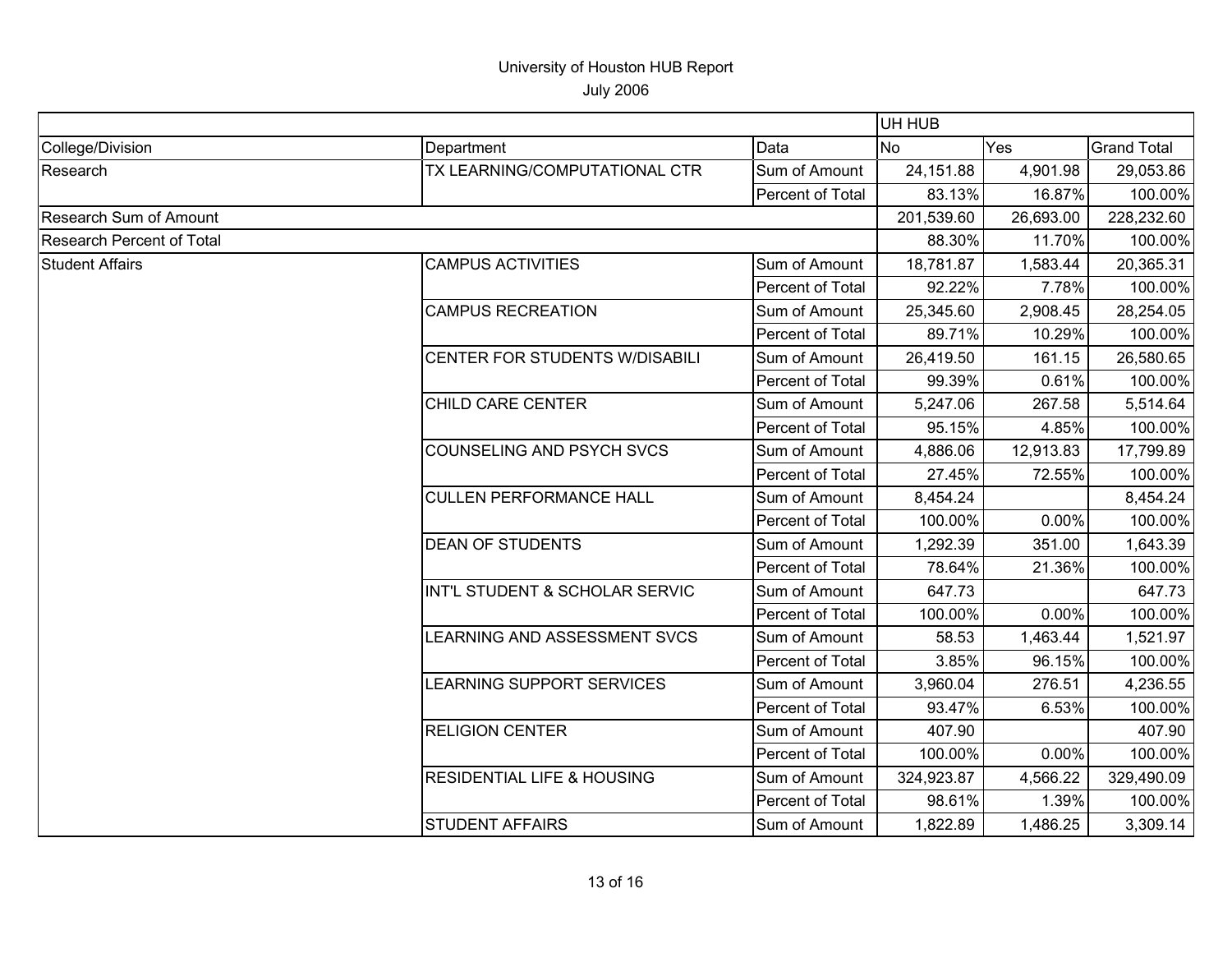# University of Houston HUB Report

July 2006

| | | | UH HUB | | |
|---|---|---|---|---|---|
| College/Division | Department | Data | No | Yes | Grand Total |
| Research | TX LEARNING/COMPUTATIONAL CTR | Sum of Amount | 24,151.88 | 4,901.98 | 29,053.86 |
| | | Percent of Total | 83.13% | 16.87% | 100.00% |
| Research Sum of Amount | | | 201,539.60 | 26,693.00 | 228,232.60 |
| Research Percent of Total | | | 88.30% | 11.70% | 100.00% |
| Student Affairs | CAMPUS ACTIVITIES | Sum of Amount | 18,781.87 | 1,583.44 | 20,365.31 |
| | | Percent of Total | 92.22% | 7.78% | 100.00% |
| | CAMPUS RECREATION | Sum of Amount | 25,345.60 | 2,908.45 | 28,254.05 |
| | | Percent of Total | 89.71% | 10.29% | 100.00% |
| | CENTER FOR STUDENTS W/DISABILI | Sum of Amount | 26,419.50 | 161.15 | 26,580.65 |
| | | Percent of Total | 99.39% | 0.61% | 100.00% |
| | CHILD CARE CENTER | Sum of Amount | 5,247.06 | 267.58 | 5,514.64 |
| | | Percent of Total | 95.15% | 4.85% | 100.00% |
| | COUNSELING AND PSYCH SVCS | Sum of Amount | 4,886.06 | 12,913.83 | 17,799.89 |
| | | Percent of Total | 27.45% | 72.55% | 100.00% |
| | CULLEN PERFORMANCE HALL | Sum of Amount | 8,454.24 | | 8,454.24 |
| | | Percent of Total | 100.00% | 0.00% | 100.00% |
| | DEAN OF STUDENTS | Sum of Amount | 1,292.39 | 351.00 | 1,643.39 |
| | | Percent of Total | 78.64% | 21.36% | 100.00% |
| | INT'L STUDENT & SCHOLAR SERVIC | Sum of Amount | 647.73 | | 647.73 |
| | | Percent of Total | 100.00% | 0.00% | 100.00% |
| | LEARNING AND ASSESSMENT SVCS | Sum of Amount | 58.53 | 1,463.44 | 1,521.97 |
| | | Percent of Total | 3.85% | 96.15% | 100.00% |
| | LEARNING SUPPORT SERVICES | Sum of Amount | 3,960.04 | 276.51 | 4,236.55 |
| | | Percent of Total | 93.47% | 6.53% | 100.00% |
| | RELIGION CENTER | Sum of Amount | 407.90 | | 407.90 |
| | | Percent of Total | 100.00% | 0.00% | 100.00% |
| | RESIDENTIAL LIFE & HOUSING | Sum of Amount | 324,923.87 | 4,566.22 | 329,490.09 |
| | | Percent of Total | 98.61% | 1.39% | 100.00% |
| | STUDENT AFFAIRS | Sum of Amount | 1,822.89 | 1,486.25 | 3,309.14 |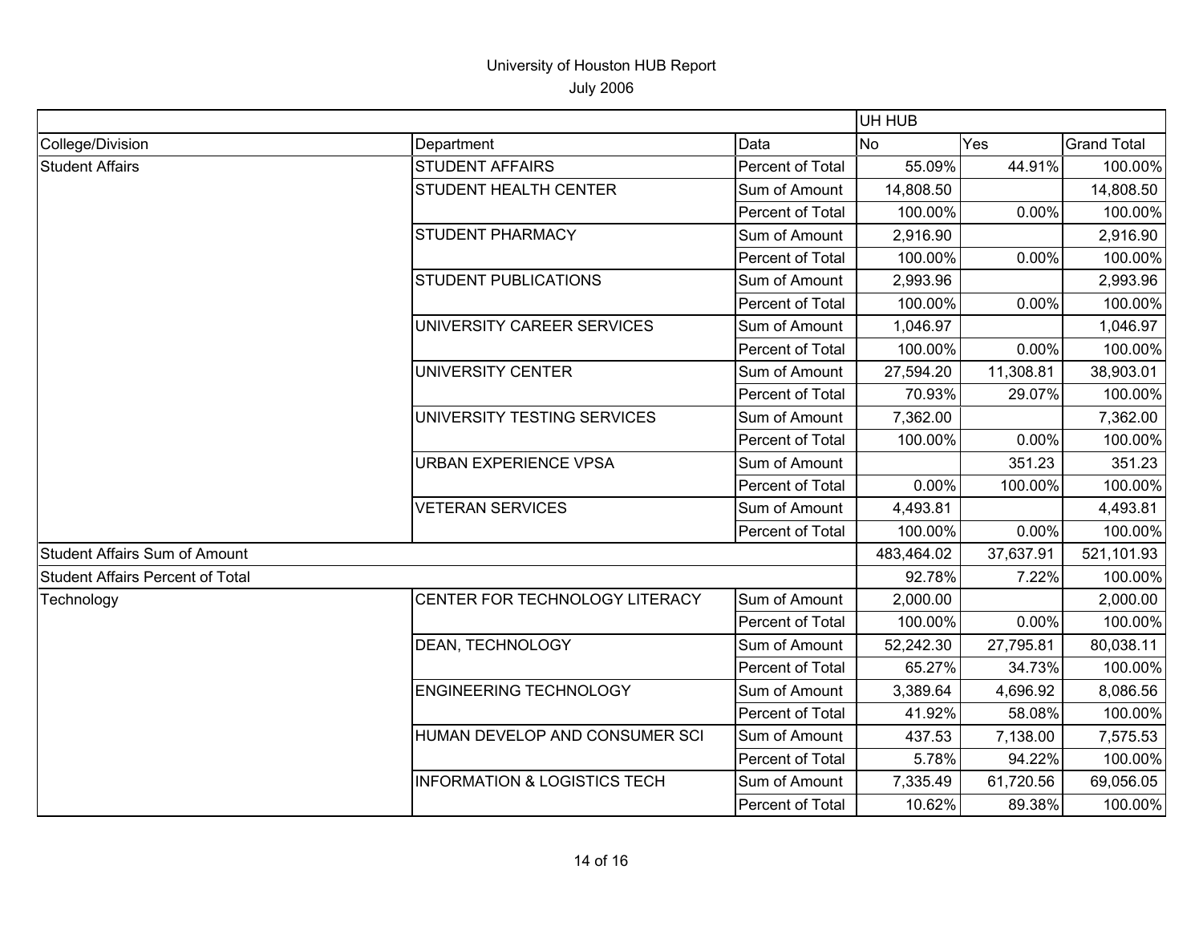# University of Houston HUB Report

July 2006

| | | | UH HUB | | |
|---|---|---|---|---|---|
| College/Division | Department | Data | No | Yes | Grand Total |
| Student Affairs | STUDENT AFFAIRS | Percent of Total | 55.09% | 44.91% | 100.00% |
| | STUDENT HEALTH CENTER | Sum of Amount | 14,808.50 | | 14,808.50 |
| | | Percent of Total | 100.00% | 0.00% | 100.00% |
| | STUDENT PHARMACY | Sum of Amount | 2,916.90 | | 2,916.90 |
| | | Percent of Total | 100.00% | 0.00% | 100.00% |
| | STUDENT PUBLICATIONS | Sum of Amount | 2,993.96 | | 2,993.96 |
| | | Percent of Total | 100.00% | 0.00% | 100.00% |
| | UNIVERSITY CAREER SERVICES | Sum of Amount | 1,046.97 | | 1,046.97 |
| | | Percent of Total | 100.00% | 0.00% | 100.00% |
| | UNIVERSITY CENTER | Sum of Amount | 27,594.20 | 11,308.81 | 38,903.01 |
| | | Percent of Total | 70.93% | 29.07% | 100.00% |
| | UNIVERSITY TESTING SERVICES | Sum of Amount | 7,362.00 | | 7,362.00 |
| | | Percent of Total | 100.00% | 0.00% | 100.00% |
| | URBAN EXPERIENCE VPSA | Sum of Amount | | 351.23 | 351.23 |
| | | Percent of Total | 0.00% | 100.00% | 100.00% |
| | VETERAN SERVICES | Sum of Amount | 4,493.81 | | 4,493.81 |
| | | Percent of Total | 100.00% | 0.00% | 100.00% |
| Student Affairs Sum of Amount | | | 483,464.02 | 37,637.91 | 521,101.93 |
| Student Affairs Percent of Total | | | 92.78% | 7.22% | 100.00% |
| Technology | CENTER FOR TECHNOLOGY LITERACY | Sum of Amount | 2,000.00 | | 2,000.00 |
| | | Percent of Total | 100.00% | 0.00% | 100.00% |
| | DEAN, TECHNOLOGY | Sum of Amount | 52,242.30 | 27,795.81 | 80,038.11 |
| | | Percent of Total | 65.27% | 34.73% | 100.00% |
| | ENGINEERING TECHNOLOGY | Sum of Amount | 3,389.64 | 4,696.92 | 8,086.56 |
| | | Percent of Total | 41.92% | 58.08% | 100.00% |
| | HUMAN DEVELOP AND CONSUMER SCI | Sum of Amount | 437.53 | 7,138.00 | 7,575.53 |
| | | Percent of Total | 5.78% | 94.22% | 100.00% |
| | INFORMATION & LOGISTICS TECH | Sum of Amount | 7,335.49 | 61,720.56 | 69,056.05 |
| | | Percent of Total | 10.62% | 89.38% | 100.00% |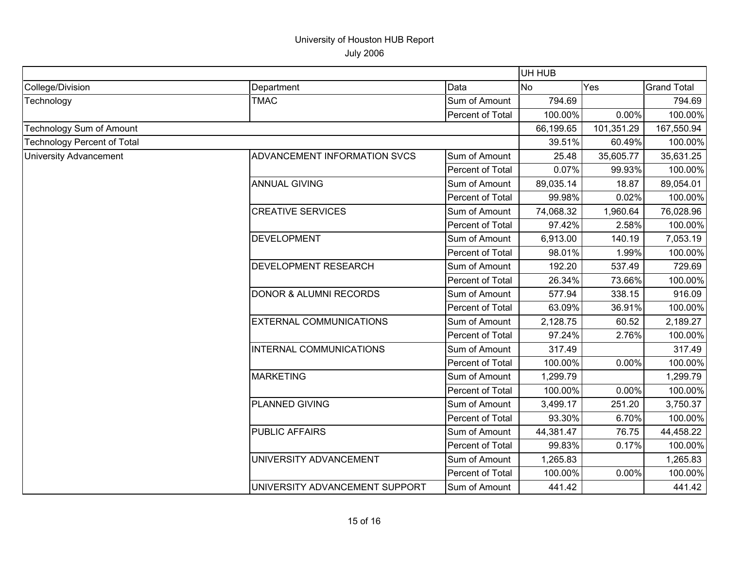# University of Houston HUB Report

July 2006

| | | | UH HUB | | |
|---|---|---|---|---|---|
| College/Division | Department | Data | No | Yes | Grand Total |
| Technology | TMAC | Sum of Amount | 794.69 | | 794.69 |
| | | Percent of Total | 100.00% | 0.00% | 100.00% |
| Technology Sum of Amount | | | 66,199.65 | 101,351.29 | 167,550.94 |
| Technology Percent of Total | | | 39.51% | 60.49% | 100.00% |
| University Advancement | ADVANCEMENT INFORMATION SVCS | Sum of Amount | 25.48 | 35,605.77 | 35,631.25 |
| | | Percent of Total | 0.07% | 99.93% | 100.00% |
| | ANNUAL GIVING | Sum of Amount | 89,035.14 | 18.87 | 89,054.01 |
| | | Percent of Total | 99.98% | 0.02% | 100.00% |
| | CREATIVE SERVICES | Sum of Amount | 74,068.32 | 1,960.64 | 76,028.96 |
| | | Percent of Total | 97.42% | 2.58% | 100.00% |
| | DEVELOPMENT | Sum of Amount | 6,913.00 | 140.19 | 7,053.19 |
| | | Percent of Total | 98.01% | 1.99% | 100.00% |
| | DEVELOPMENT RESEARCH | Sum of Amount | 192.20 | 537.49 | 729.69 |
| | | Percent of Total | 26.34% | 73.66% | 100.00% |
| | DONOR & ALUMNI RECORDS | Sum of Amount | 577.94 | 338.15 | 916.09 |
| | | Percent of Total | 63.09% | 36.91% | 100.00% |
| | EXTERNAL COMMUNICATIONS | Sum of Amount | 2,128.75 | 60.52 | 2,189.27 |
| | | Percent of Total | 97.24% | 2.76% | 100.00% |
| | INTERNAL COMMUNICATIONS | Sum of Amount | 317.49 | | 317.49 |
| | | Percent of Total | 100.00% | 0.00% | 100.00% |
| | MARKETING | Sum of Amount | 1,299.79 | | 1,299.79 |
| | | Percent of Total | 100.00% | 0.00% | 100.00% |
| | PLANNED GIVING | Sum of Amount | 3,499.17 | 251.20 | 3,750.37 |
| | | Percent of Total | 93.30% | 6.70% | 100.00% |
| | PUBLIC AFFAIRS | Sum of Amount | 44,381.47 | 76.75 | 44,458.22 |
| | | Percent of Total | 99.83% | 0.17% | 100.00% |
| | UNIVERSITY ADVANCEMENT | Sum of Amount | 1,265.83 | | 1,265.83 |
| | | Percent of Total | 100.00% | 0.00% | 100.00% |
| | UNIVERSITY ADVANCEMENT SUPPORT | Sum of Amount | 441.42 | | 441.42 |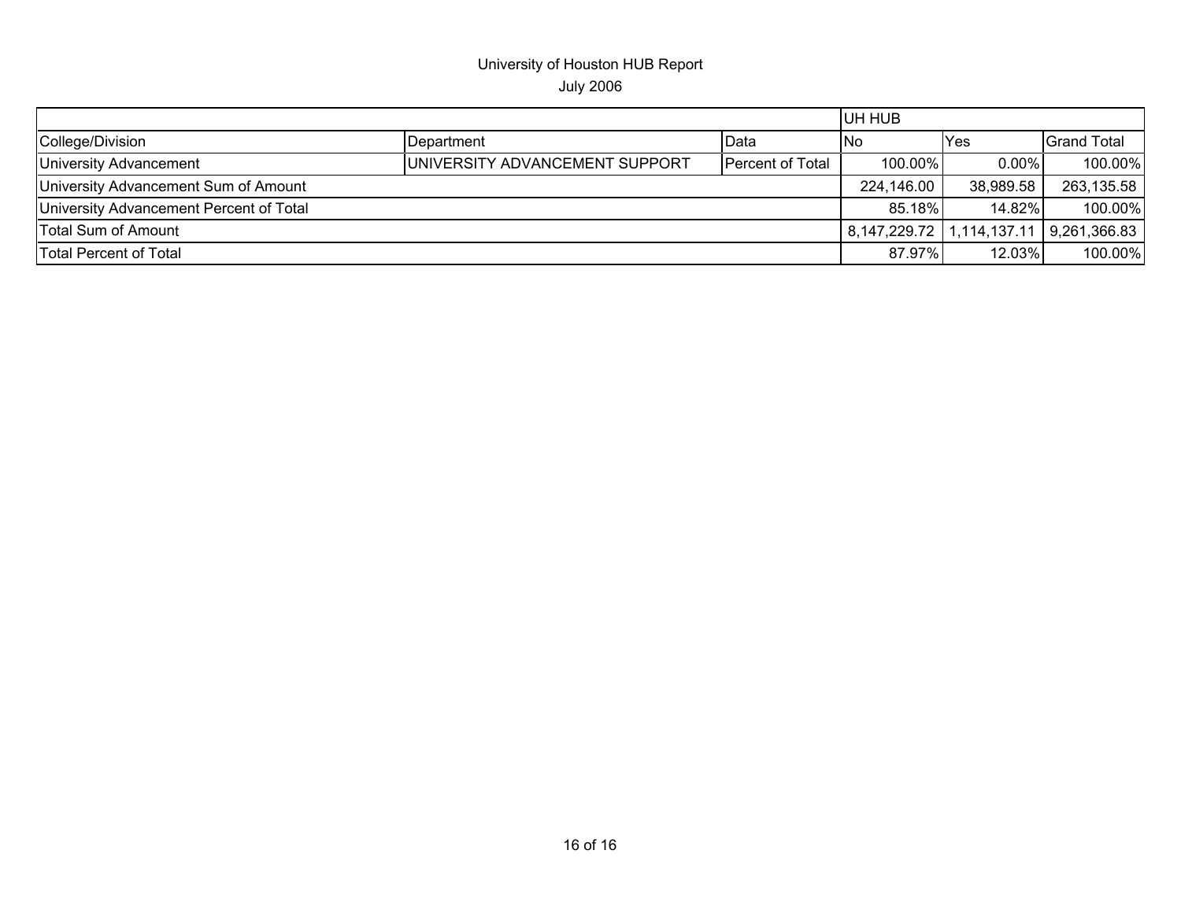University of Houston HUB Report

July 2006

| | | | UH HUB | | |
|---|---|---|---|---|---|
| College/Division | Department | Data | No | Yes | Grand Total |
| University Advancement | UNIVERSITY ADVANCEMENT SUPPORT | Percent of Total | 100.00% | 0.00% | 100.00% |
| University Advancement Sum of Amount | | | 224,146.00 | 38,989.58 | 263,135.58 |
| University Advancement Percent of Total | | | 85.18% | 14.82% | 100.00% |
| Total Sum of Amount | | | 8,147,229.72 | 1,114,137.11 | 9,261,366.83 |
| Total Percent of Total | | | 87.97% | 12.03% | 100.00% |